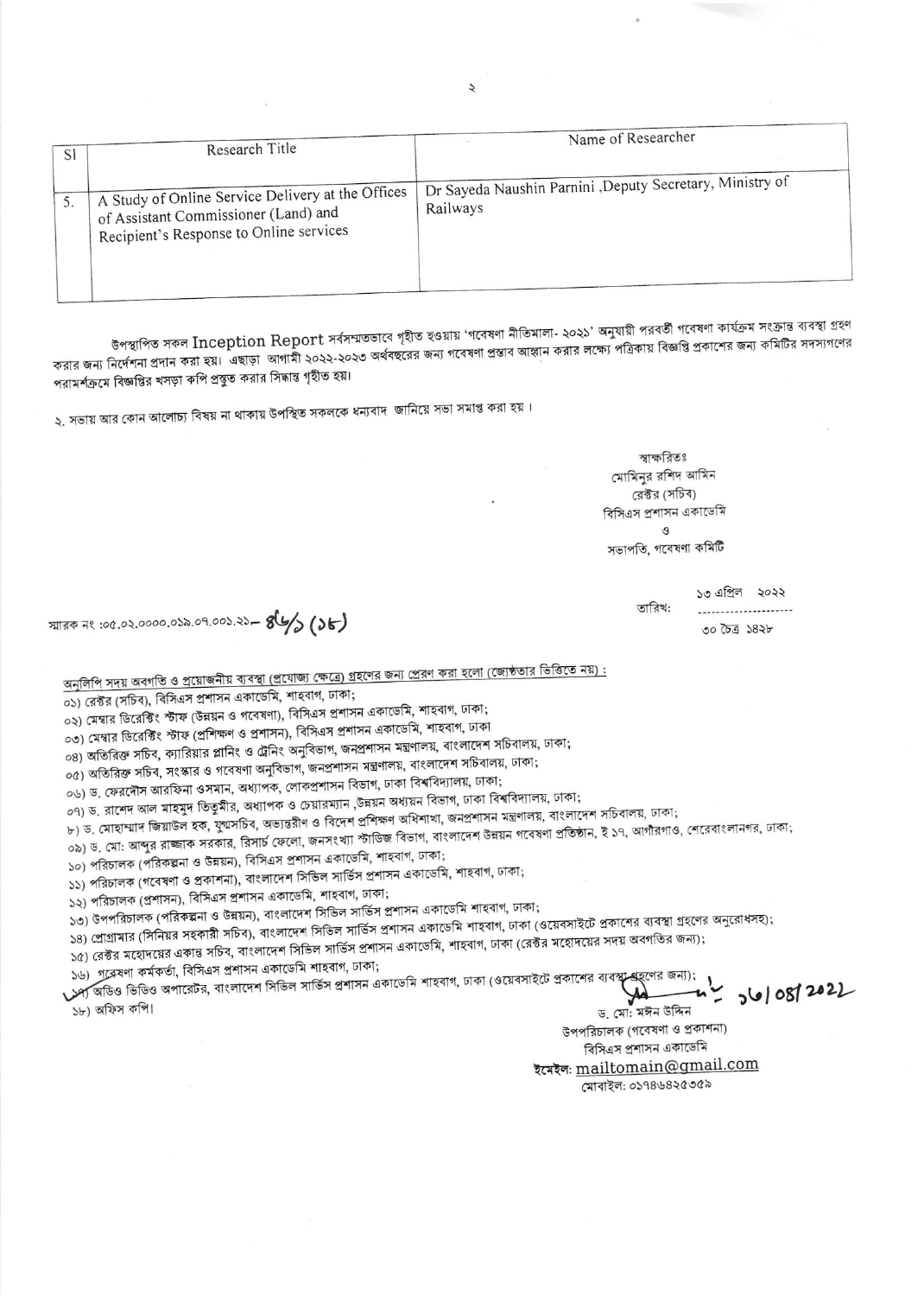| Sl | Research Title | Name of Researcher |
|---|---|---|
| 5. | A Study of Online Service Delivery at the Offices of Assistant Commissioner (Land) and Recipient's Response to Online services | Dr Sayeda Naushin Parnini ,Deputy Secretary, Ministry of Railways |

উপস্থাপিত সকল Inception Report সর্বসম্মতভাবে গৃহীত হওয়ায় 'গবেষণা নীতিমালা- ২০২১' অনুযায়ী পরবর্তী গবেষণা কার্যক্রম সংক্রান্ত ব্যবস্থা গ্রহণ করার জন্য নির্দেশনা প্রদান করা হয়। এছাড়া আগামী ২০২২-২০২৩ অর্থবছরের জন্য গবেষণা প্রস্তাব আহ্বান করার লক্ষ্যে পত্রিকায় বিজ্ঞপ্তি প্রকাশের জন্য কমিটির সদস্যগণের পরামর্শক্রমে বিজ্ঞপ্তির খসড়া কপি প্রস্তুত করার সিদ্ধান্ত গৃহীত হয়।

২. সভায় আর কোন আলোচ্য বিষয় না থাকায় উপস্থিত সকলকে ধন্যবাদ জানিয়ে সভা সমাপ্ত করা হয়।

স্বাক্ষরিতঃ
মোমিনুর রশিদ আমিন
রেক্টর (সচিব)
বিসিএস প্রশাসন একাডেমি
ও
সভাপতি, গবেষণা কমিটি

স্মারক নং :০৫.০২.০০০০.০১৯.০৭.০০১.২১- ৪৬/১ (১৮)

তারিখ: ১৩ এপ্রিল ২০২২
৩০ চৈত্র ১৪২৮

অনুলিপি সদয় অবগতি ও প্রয়োজনীয় ব্যবস্থা (প্রযোজ্য ক্ষেত্রে) গ্রহণের জন্য প্রেরণ করা হলো (জ্যেষ্ঠতার ভিত্তিতে নয়) :

০১) রেক্টর (সচিব), বিসিএস প্রশাসন একাডেমি, শাহবাগ, ঢাকা;
০২) মেম্বার ডিরেক্টিং স্টাফ (উন্নয়ন ও গবেষণা), বিসিএস প্রশাসন একাডেমি, শাহবাগ, ঢাকা;
০৩) মেম্বার ডিরেক্টিং স্টাফ (প্রশিক্ষণ ও প্রশাসন), বিসিএস প্রশাসন একাডেমি, শাহবাগ, ঢাকা
০৪) অতিরিক্ত সচিব, ক্যারিয়ার প্লানিং ও ট্রেনিং অনুবিভাগ, জনপ্রশাসন মন্ত্রণালয়, বাংলাদেশ সচিবালয়, ঢাকা;
০৫) অতিরিক্ত সচিব, সংস্কার ও গবেষণা অনুবিভাগ, জনপ্রশাসন মন্ত্রণালয়, বাংলাদেশ সচিবালয়, ঢাকা;
০৬) ড. ফেরদৌস আরফিনা ওসমান, অধ্যাপক, লোকপ্রশাসন বিভাগ, ঢাকা বিশ্ববিদ্যালয়, ঢাকা;
০৭) ড. রাশেদ আল মাহমুদ তিতুমীর, অধ্যাপক ও চেয়ারম্যান ,উন্নয়ন অধ্যয়ন বিভাগ, ঢাকা বিশ্ববিদ্যালয়, ঢাকা;
০৮) ড. মোহাম্মাদ জিয়াউল হক, যুগ্মসচিব, অভ্যন্তরীণ ও বিদেশ প্রশিক্ষণ অধিশাখা, জনপ্রশাসন মন্ত্রণালয়, বাংলাদেশ সচিবালয়, ঢাকা;
০৯) ড. মো: আব্দুর রাজ্জাক সরকার, রিসার্চ ফেলো, জনসংখ্যা স্টাডিজ বিভাগ, বাংলাদেশ উন্নয়ন গবেষণা প্রতিষ্ঠান, ই ১৭, আগাঁরগাও, শেরেবাংলানগর, ঢাকা;
১০) পরিচালক (পরিকল্পনা ও উন্নয়ন), বিসিএস প্রশাসন একাডেমি, শাহবাগ, ঢাকা;
১১) পরিচালক (গবেষণা ও প্রকাশনা), বাংলাদেশ সিভিল সার্ভিস প্রশাসন একাডেমি, শাহবাগ, ঢাকা;
১২) পরিচালক (প্রশাসন), বিসিএস প্রশাসন একাডেমি, শাহবাগ, ঢাকা;
১৩) উপপরিচালক (পরিকল্পনা ও উন্নয়ন), বাংলাদেশ সিভিল সার্ভিস প্রশাসন একাডেমি শাহবাগ, ঢাকা;
১৪) প্রোগ্রামার (সিনিয়র সহকারী সচিব), বাংলাদেশ সিভিল সার্ভিস প্রশাসন একাডেমি শাহবাগ, ঢাকা (ওয়েবসাইটে প্রকাশের ব্যবস্থা গ্রহণের অনুরোধসহ);
১৫) রেক্টর মহোদয়ের একান্ত সচিব, বাংলাদেশ সিভিল সার্ভিস প্রশাসন একাডেমি, শাহবাগ, ঢাকা (রেক্টর মহোদয়ের সদয় অবগতির জন্য);
১৬) গবেষণা কর্মকর্তা, বিসিএস প্রশাসন একাডেমি শাহবাগ, ঢাকা;
১৭) অডিও ভিডিও অপারেটর, বাংলাদেশ সিভিল সার্ভিস প্রশাসন একাডেমি শাহবাগ, ঢাকা (ওয়েবসাইটে প্রকাশের ব্যবস্থা গ্রহণের জন্য);
১৮) অফিস কপি।

১৩/০৪/২০২২

ড. মো: মঈন উদ্দিন
উপপরিচালক (গবেষণা ও প্রকাশনা)
বিসিএস প্রশাসন একাডেমি
ইমেইল: mailtomain@gmail.com
মোবাইল: ০১৭৪৬৪২৫৩৫৯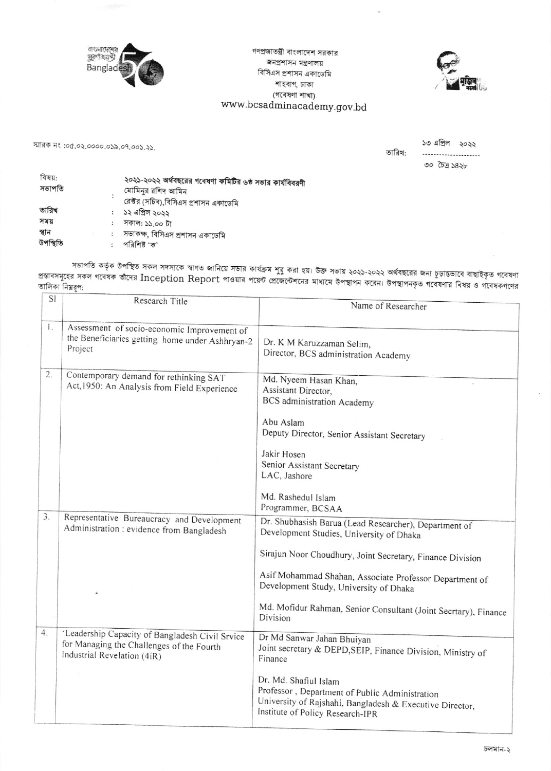গণপ্রজাতন্ত্রী বাংলাদেশ সরকার
জনপ্রশাসন মন্ত্রণালয়
বিসিএস প্রশাসন একাডেমি
শাহবাগ, ঢাকা
(গবেষণা শাখা)
www.bcsadminacademy.gov.bd

স্মারক নং :০৫.০২.০০০০.০১৯.০৭.০০১.২১.

তারিখ: ১৩ এপ্রিল ২০২২
৩০ চৈত্র ১৪২৮

| | | |
|---|---|---|
| বিষয়: | | **২০২১-২০২২ অর্থবছরের গবেষণা কমিটির ৬ষ্ঠ সভার কার্যবিবরণী** |
| সভাপতি | : | মোমিনুর রশিদ আমিন<br>রেক্টর (সচিব),বিসিএস প্রশাসন একাডেমি |
| তারিখ | : | ১২ এপ্রিল ২০২২ |
| সময় | : | সকাল: ১১.০০ টা |
| স্থান | : | সভাকক্ষ, বিসিএস প্রশাসন একাডেমি |
| উপস্থিতি | : | পরিশিষ্ট 'ক' |

সভাপতি কর্তৃক উপস্থিত সকল সদস্যকে স্বাগত জানিয়ে সভার কার্যক্রম শুরু করা হয়। উক্ত সভায় ২০২১-২০২২ অর্থবছরের জন্য চূড়ান্তভাবে বাছাইকৃত গবেষণা প্রস্তাবসমূহের সকল গবেষক তাঁদের Inception Report পাওয়ার পয়েন্ট প্রেজেন্টেশনের মাধ্যমে উপস্থাপন করেন। উপস্থাপনকৃত গবেষণার বিষয় ও গবেষকগণের তালিকা নিম্নরূপ:

| Sl | Research Title | Name of Researcher |
|---|---|---|
| 1. | Assessment of socio-economic Improvement of the Beneficiaries getting home under Ashhryan-2 Project | Dr. K M Karuzzaman Selim,<br>Director, BCS administration Academy |
| 2. | Contemporary demand for rethinking SAT Act,1950: An Analysis from Field Experience | Md. Nyeem Hasan Khan,<br>Assistant Director,<br>BCS administration Academy<br><br>Abu Aslam<br>Deputy Director, Senior Assistant Secretary<br><br>Jakir Hosen<br>Senior Assistant Secretary<br>LAC, Jashore<br><br>Md. Rashedul Islam<br>Programmer, BCSAA |
| 3. | Representative Bureaucracy and Development Administration : evidence from Bangladesh | Dr. Shubhasish Barua (Lead Researcher), Department of Development Studies, University of Dhaka<br><br>Sirajun Noor Choudhury, Joint Secretary, Finance Division<br><br>Asif Mohammad Shahan, Associate Professor Department of Development Study, University of Dhaka<br><br>Md. Mofidur Rahman, Senior Consultant (Joint Secrtary), Finance Division |
| 4. | 'Leadership Capacity of Bangladesh Civil Srvice for Managing the Challenges of the Fourth Industrial Revelation (4iR) | Dr Md Sanwar Jahan Bhuiyan<br>Joint secretary & DEPD,SEIP, Finance Division, Ministry of Finance<br><br>Dr. Md. Shafiul Islam<br>Professor , Department of Public Administration<br>University of Rajshahi, Bangladesh & Executive Director, Institute of Policy Research-IPR |

চলমান-২